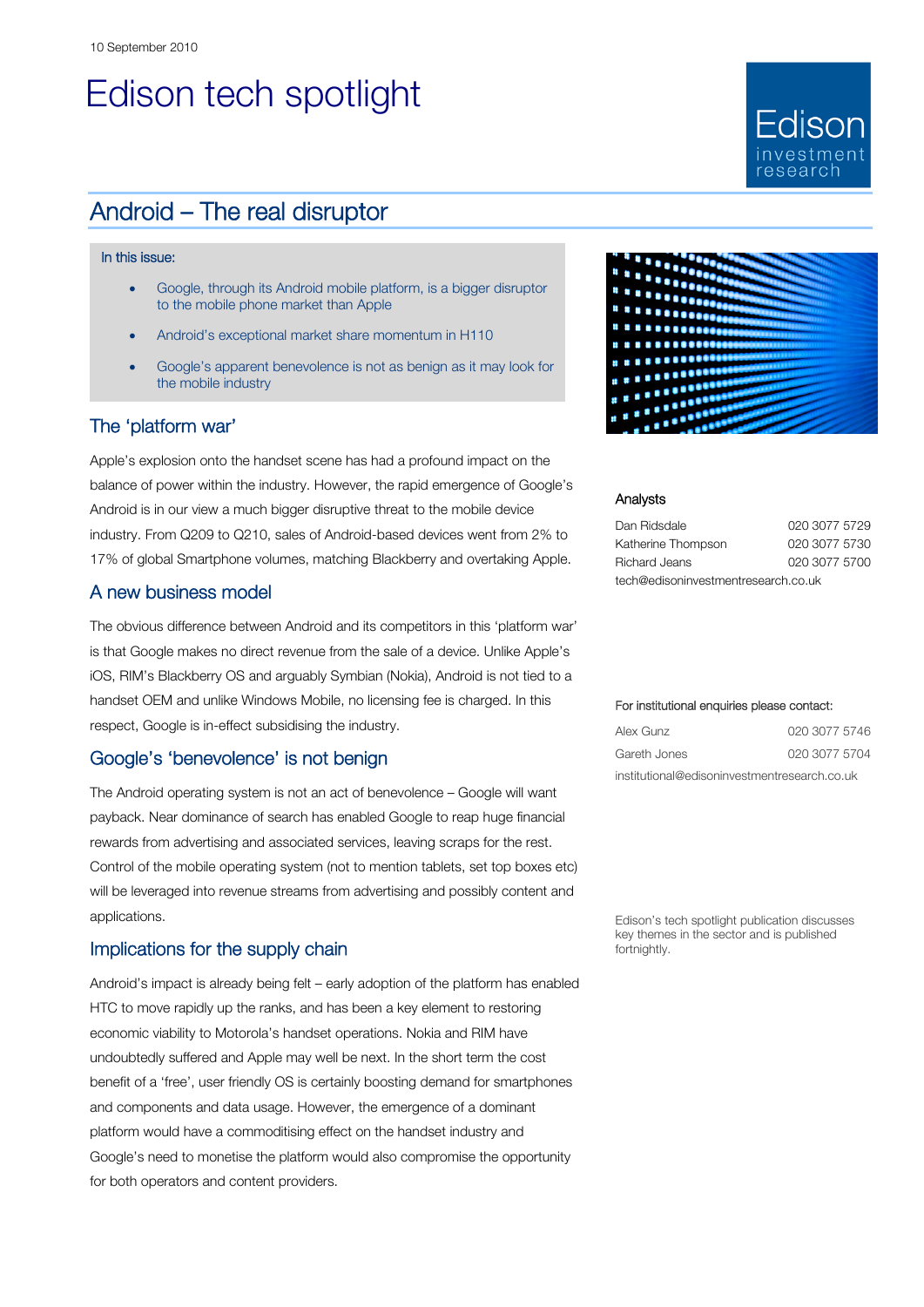10 September 2010

# Edison tech spotlight

Edison investment research

## Android – The real disruptor

In this issue:

- Google, through its Android mobile platform, is a bigger disruptor to the mobile phone market than Apple
- Android's exceptional market share momentum in H110
- Google's apparent benevolence is not as benign as it may look for the mobile industry

### The 'platform war'

Apple's explosion onto the handset scene has had a profound impact on the balance of power within the industry. However, the rapid emergence of Google's Android is in our view a much bigger disruptive threat to the mobile device industry. From Q209 to Q210, sales of Android-based devices went from 2% to 17% of global Smartphone volumes, matching Blackberry and overtaking Apple.

### A new business model

The obvious difference between Android and its competitors in this 'platform war' is that Google makes no direct revenue from the sale of a device. Unlike Apple's iOS, RIM's Blackberry OS and arguably Symbian (Nokia), Android is not tied to a handset OEM and unlike Windows Mobile, no licensing fee is charged. In this respect, Google is in-effect subsidising the industry.

### Google's 'benevolence' is not benign

The Android operating system is not an act of benevolence – Google will want payback. Near dominance of search has enabled Google to reap huge financial rewards from advertising and associated services, leaving scraps for the rest. Control of the mobile operating system (not to mention tablets, set top boxes etc) will be leveraged into revenue streams from advertising and possibly content and applications.

### Implications for the supply chain

Android's impact is already being felt – early adoption of the platform has enabled HTC to move rapidly up the ranks, and has been a key element to restoring economic viability to Motorola's handset operations. Nokia and RIM have undoubtedly suffered and Apple may well be next. In the short term the cost benefit of a 'free', user friendly OS is certainly boosting demand for smartphones and components and data usage. However, the emergence of a dominant platform would have a commoditising effect on the handset industry and Google's need to monetise the platform would also compromise the opportunity for both operators and content providers.

#### Analysts

| | |
|---|---|
| Dan Ridsdale | 020 3077 5729 |
| Katherine Thompson | 020 3077 5730 |
| Richard Jeans | 020 3077 5700 |

tech@edisoninvestmentresearch.co.uk

For institutional enquiries please contact:

| | |
|---|---|
| Alex Gunz | 020 3077 5746 |
| Gareth Jones | 020 3077 5704 |

institutional@edisoninvestmentresearch.co.uk

Edison's tech spotlight publication discusses key themes in the sector and is published fortnightly.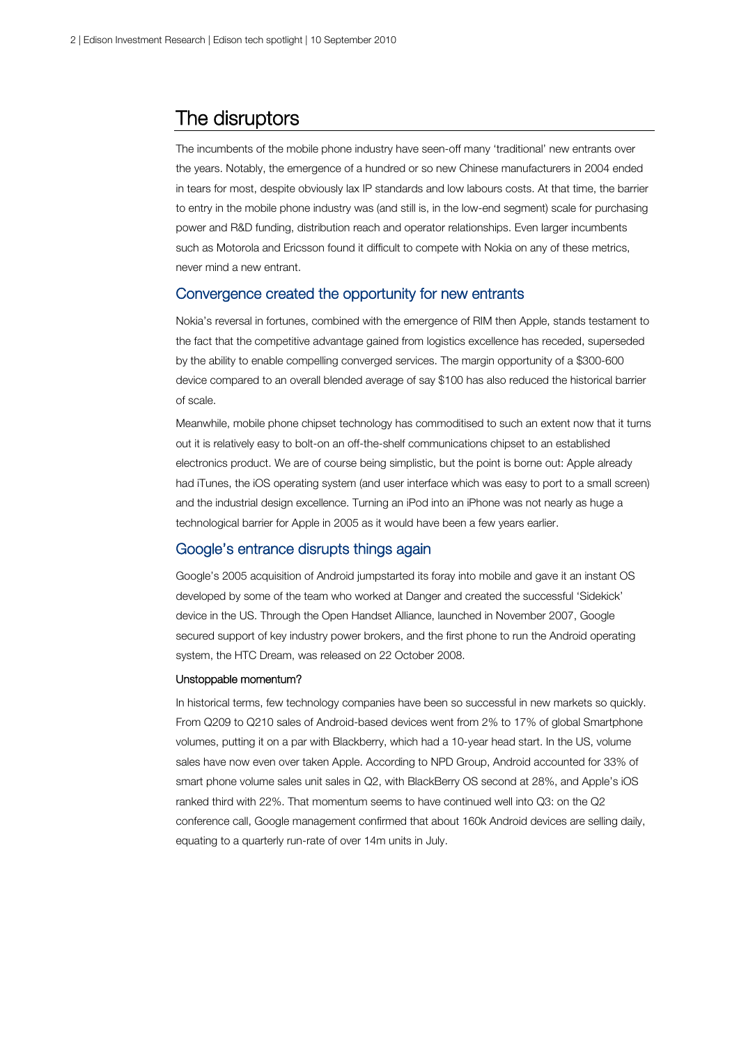## The disruptors

The incumbents of the mobile phone industry have seen-off many 'traditional' new entrants over the years. Notably, the emergence of a hundred or so new Chinese manufacturers in 2004 ended in tears for most, despite obviously lax IP standards and low labours costs. At that time, the barrier to entry in the mobile phone industry was (and still is, in the low-end segment) scale for purchasing power and R&D funding, distribution reach and operator relationships. Even larger incumbents such as Motorola and Ericsson found it difficult to compete with Nokia on any of these metrics, never mind a new entrant.

### Convergence created the opportunity for new entrants

Nokia's reversal in fortunes, combined with the emergence of RIM then Apple, stands testament to the fact that the competitive advantage gained from logistics excellence has receded, superseded by the ability to enable compelling converged services. The margin opportunity of a $300-600 device compared to an overall blended average of say $100 has also reduced the historical barrier of scale.

Meanwhile, mobile phone chipset technology has commoditised to such an extent now that it turns out it is relatively easy to bolt-on an off-the-shelf communications chipset to an established electronics product. We are of course being simplistic, but the point is borne out: Apple already had iTunes, the iOS operating system (and user interface which was easy to port to a small screen) and the industrial design excellence. Turning an iPod into an iPhone was not nearly as huge a technological barrier for Apple in 2005 as it would have been a few years earlier.

### Google's entrance disrupts things again

Google's 2005 acquisition of Android jumpstarted its foray into mobile and gave it an instant OS developed by some of the team who worked at Danger and created the successful 'Sidekick' device in the US. Through the Open Handset Alliance, launched in November 2007, Google secured support of key industry power brokers, and the first phone to run the Android operating system, the HTC Dream, was released on 22 October 2008.

#### Unstoppable momentum?

In historical terms, few technology companies have been so successful in new markets so quickly. From Q209 to Q210 sales of Android-based devices went from 2% to 17% of global Smartphone volumes, putting it on a par with Blackberry, which had a 10-year head start. In the US, volume sales have now even over taken Apple. According to NPD Group, Android accounted for 33% of smart phone volume sales unit sales in Q2, with BlackBerry OS second at 28%, and Apple's iOS ranked third with 22%. That momentum seems to have continued well into Q3: on the Q2 conference call, Google management confirmed that about 160k Android devices are selling daily, equating to a quarterly run-rate of over 14m units in July.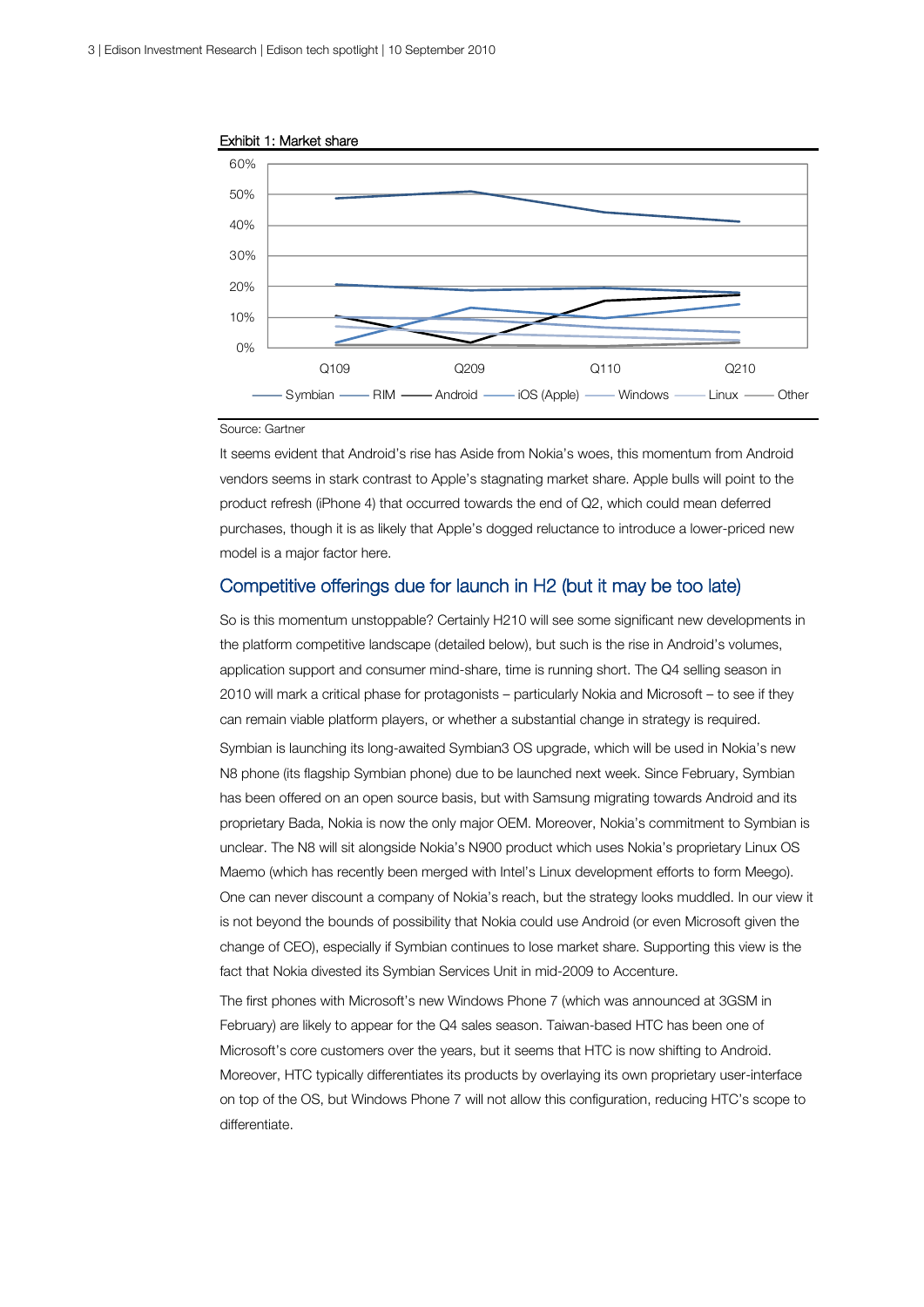Exhibit 1: Market share

Source: Gartner

It seems evident that Android's rise has Aside from Nokia's woes, this momentum from Android vendors seems in stark contrast to Apple's stagnating market share. Apple bulls will point to the product refresh (iPhone 4) that occurred towards the end of Q2, which could mean deferred purchases, though it is as likely that Apple's dogged reluctance to introduce a lower-priced new model is a major factor here.

## Competitive offerings due for launch in H2 (but it may be too late)

So is this momentum unstoppable? Certainly H210 will see some significant new developments in the platform competitive landscape (detailed below), but such is the rise in Android's volumes, application support and consumer mind-share, time is running short. The Q4 selling season in 2010 will mark a critical phase for protagonists – particularly Nokia and Microsoft – to see if they can remain viable platform players, or whether a substantial change in strategy is required.

Symbian is launching its long-awaited Symbian3 OS upgrade, which will be used in Nokia's new N8 phone (its flagship Symbian phone) due to be launched next week. Since February, Symbian has been offered on an open source basis, but with Samsung migrating towards Android and its proprietary Bada, Nokia is now the only major OEM. Moreover, Nokia's commitment to Symbian is unclear. The N8 will sit alongside Nokia's N900 product which uses Nokia's proprietary Linux OS Maemo (which has recently been merged with Intel's Linux development efforts to form Meego). One can never discount a company of Nokia's reach, but the strategy looks muddled. In our view it is not beyond the bounds of possibility that Nokia could use Android (or even Microsoft given the change of CEO), especially if Symbian continues to lose market share. Supporting this view is the fact that Nokia divested its Symbian Services Unit in mid-2009 to Accenture.

The first phones with Microsoft's new Windows Phone 7 (which was announced at 3GSM in February) are likely to appear for the Q4 sales season. Taiwan-based HTC has been one of Microsoft's core customers over the years, but it seems that HTC is now shifting to Android. Moreover, HTC typically differentiates its products by overlaying its own proprietary user-interface on top of the OS, but Windows Phone 7 will not allow this configuration, reducing HTC's scope to differentiate.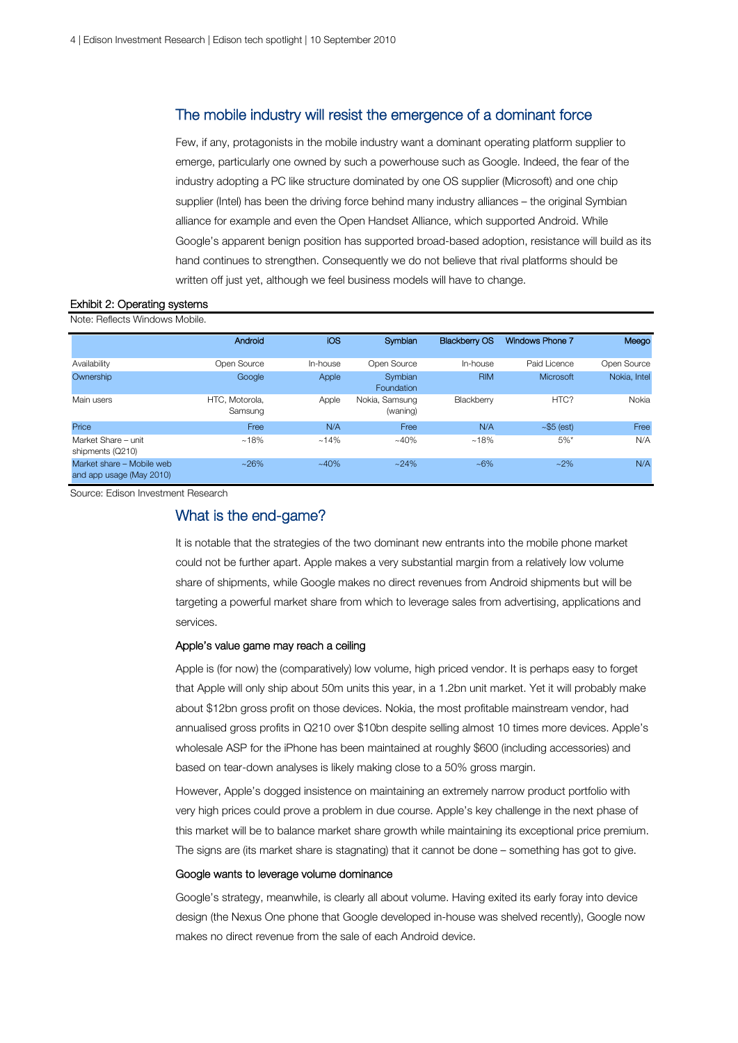## The mobile industry will resist the emergence of a dominant force

Few, if any, protagonists in the mobile industry want a dominant operating platform supplier to emerge, particularly one owned by such a powerhouse such as Google. Indeed, the fear of the industry adopting a PC like structure dominated by one OS supplier (Microsoft) and one chip supplier (Intel) has been the driving force behind many industry alliances – the original Symbian alliance for example and even the Open Handset Alliance, which supported Android. While Google's apparent benign position has supported broad-based adoption, resistance will build as its hand continues to strengthen. Consequently we do not believe that rival platforms should be written off just yet, although we feel business models will have to change.

**Exhibit 2: Operating systems**

Note: Reflects Windows Mobile.

| | Android | iOS | Symbian | Blackberry OS | Windows Phone 7 | Meego |
|---|---|---|---|---|---|---|
| Availability | Open Source | In-house | Open Source | In-house | Paid Licence | Open Source |
| Ownership | Google | Apple | Symbian Foundation | RIM | Microsoft | Nokia, Intel |
| Main users | HTC, Motorola, Samsung | Apple | Nokia, Samsung (waning) | Blackberry | HTC? | Nokia |
| Price | Free | N/A | Free | N/A | ~$5 (est) | Free |
| Market Share – unit shipments (Q210) | ~18% | ~14% | ~40% | ~18% | 5%* | N/A |
| Market share – Mobile web and app usage (May 2010) | ~26% | ~40% | ~24% | ~6% | ~2% | N/A |

Source: Edison Investment Research

## What is the end-game?

It is notable that the strategies of the two dominant new entrants into the mobile phone market could not be further apart. Apple makes a very substantial margin from a relatively low volume share of shipments, while Google makes no direct revenues from Android shipments but will be targeting a powerful market share from which to leverage sales from advertising, applications and services.

### Apple's value game may reach a ceiling

Apple is (for now) the (comparatively) low volume, high priced vendor. It is perhaps easy to forget that Apple will only ship about 50m units this year, in a 1.2bn unit market. Yet it will probably make about $12bn gross profit on those devices. Nokia, the most profitable mainstream vendor, had annualised gross profits in Q210 over $10bn despite selling almost 10 times more devices. Apple's wholesale ASP for the iPhone has been maintained at roughly $600 (including accessories) and based on tear-down analyses is likely making close to a 50% gross margin.

However, Apple's dogged insistence on maintaining an extremely narrow product portfolio with very high prices could prove a problem in due course. Apple's key challenge in the next phase of this market will be to balance market share growth while maintaining its exceptional price premium. The signs are (its market share is stagnating) that it cannot be done – something has got to give.

### Google wants to leverage volume dominance

Google's strategy, meanwhile, is clearly all about volume. Having exited its early foray into device design (the Nexus One phone that Google developed in-house was shelved recently), Google now makes no direct revenue from the sale of each Android device.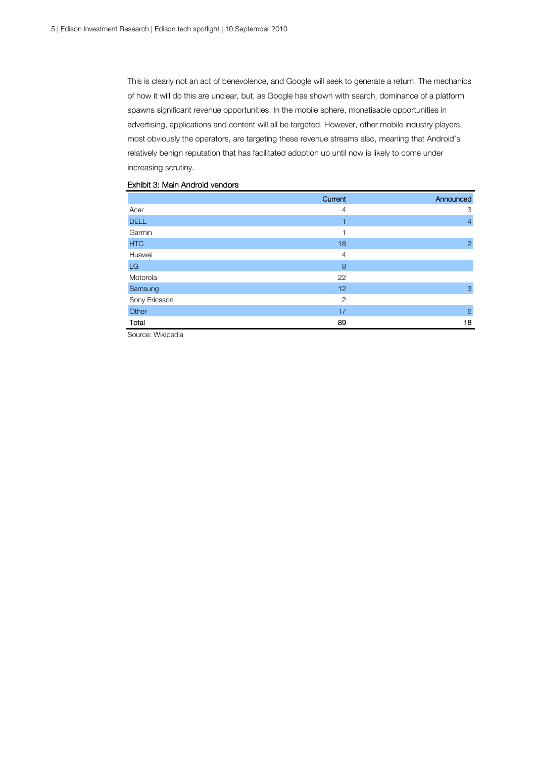This is clearly not an act of benevolence, and Google will seek to generate a return. The mechanics of how it will do this are unclear, but, as Google has shown with search, dominance of a platform spawns significant revenue opportunities. In the mobile sphere, monetisable opportunities in advertising, applications and content will all be targeted. However, other mobile industry players, most obviously the operators, are targeting these revenue streams also, meaning that Android's relatively benign reputation that has facilitated adoption up until now is likely to come under increasing scrutiny.

Exhibit 3: Main Android vendors

| | Current | Announced |
|---|---|---|
| Acer | 4 | 3 |
| DELL | 1 | 4 |
| Garmin | 1 | |
| HTC | 18 | 2 |
| Huawei | 4 | |
| LG | 8 | |
| Motorola | 22 | |
| Samsung | 12 | 3 |
| Sony Ericsson | 2 | |
| Other | 17 | 6 |
| **Total** | **89** | **18** |

Source: Wikipedia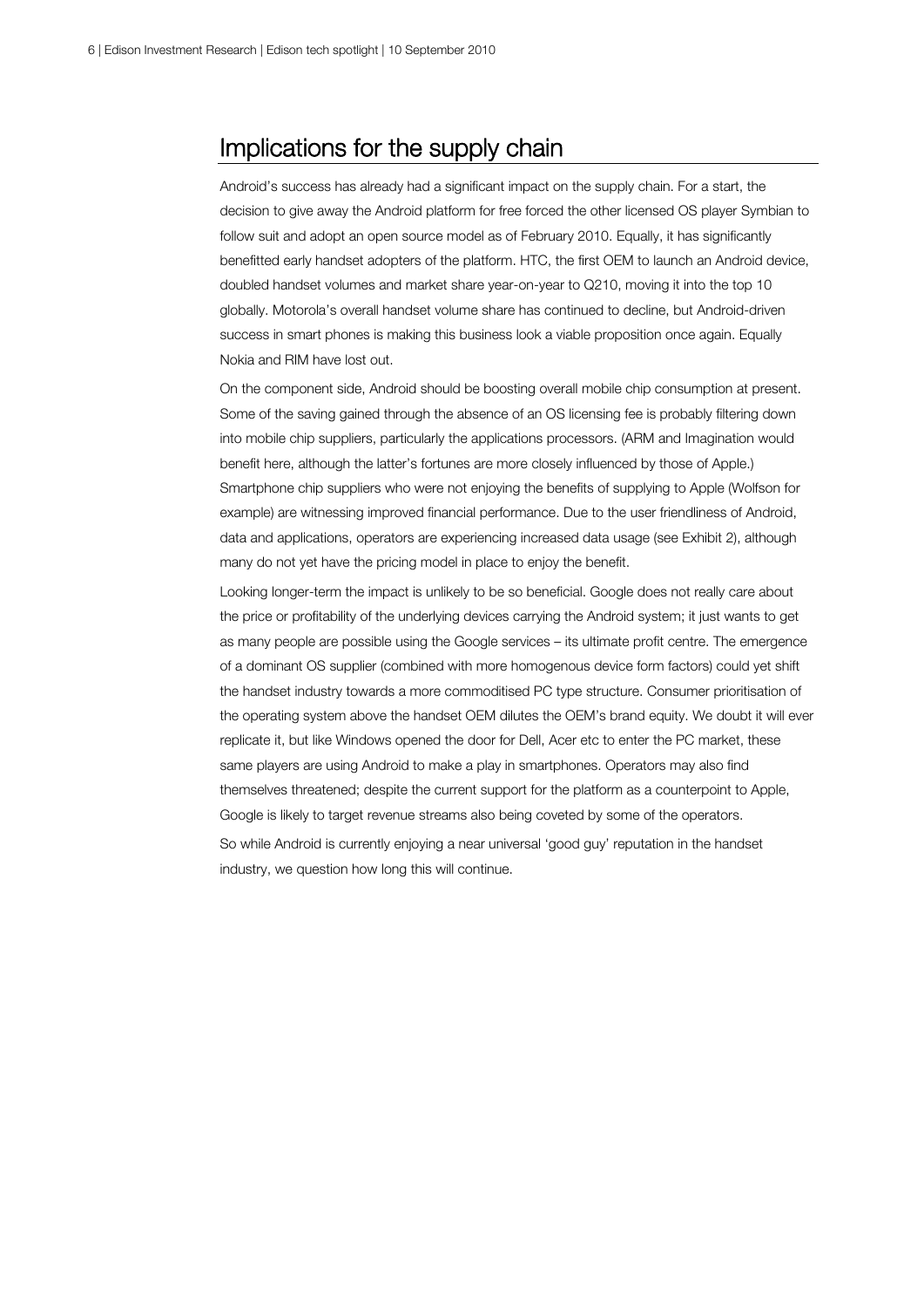## Implications for the supply chain

Android's success has already had a significant impact on the supply chain. For a start, the decision to give away the Android platform for free forced the other licensed OS player Symbian to follow suit and adopt an open source model as of February 2010. Equally, it has significantly benefitted early handset adopters of the platform. HTC, the first OEM to launch an Android device, doubled handset volumes and market share year-on-year to Q210, moving it into the top 10 globally. Motorola's overall handset volume share has continued to decline, but Android-driven success in smart phones is making this business look a viable proposition once again. Equally Nokia and RIM have lost out.

On the component side, Android should be boosting overall mobile chip consumption at present. Some of the saving gained through the absence of an OS licensing fee is probably filtering down into mobile chip suppliers, particularly the applications processors. (ARM and Imagination would benefit here, although the latter's fortunes are more closely influenced by those of Apple.) Smartphone chip suppliers who were not enjoying the benefits of supplying to Apple (Wolfson for example) are witnessing improved financial performance. Due to the user friendliness of Android, data and applications, operators are experiencing increased data usage (see Exhibit 2), although many do not yet have the pricing model in place to enjoy the benefit.

Looking longer-term the impact is unlikely to be so beneficial. Google does not really care about the price or profitability of the underlying devices carrying the Android system; it just wants to get as many people are possible using the Google services – its ultimate profit centre. The emergence of a dominant OS supplier (combined with more homogenous device form factors) could yet shift the handset industry towards a more commoditised PC type structure. Consumer prioritisation of the operating system above the handset OEM dilutes the OEM's brand equity. We doubt it will ever replicate it, but like Windows opened the door for Dell, Acer etc to enter the PC market, these same players are using Android to make a play in smartphones. Operators may also find themselves threatened; despite the current support for the platform as a counterpoint to Apple, Google is likely to target revenue streams also being coveted by some of the operators.

So while Android is currently enjoying a near universal 'good guy' reputation in the handset industry, we question how long this will continue.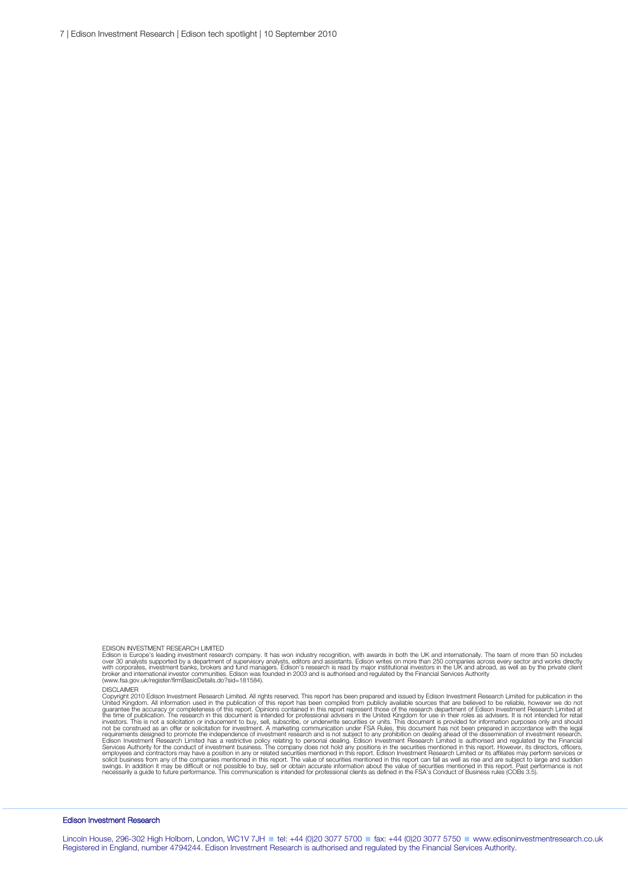EDISON INVESTMENT RESEARCH LIMITED

Edison is Europe's leading investment research company. It has won industry recognition, with awards in both the UK and internationally. The team of more than 50 includes over 30 analysts supported by a department of supervisory analysts, editors and assistants. Edison writes on more than 250 companies across every sector and works directly with corporates, investment banks, brokers and fund managers. Edison's research is read by major institutional investors in the UK and abroad, as well as by the private client broker and international investor communities. Edison was founded in 2003 and is authorised and regulated by the Financial Services Authority (www.fsa.gov.uk/register/firmBasicDetails.do?sid=181584).

DISCLAIMER

Copyright 2010 Edison Investment Research Limited. All rights reserved. This report has been prepared and issued by Edison Investment Research Limited for publication in the United Kingdom. All information used in the publication of this report has been compiled from publicly available sources that are believed to be reliable, however we do not guarantee the accuracy or completeness of this report. Opinions contained in this report represent those of the research department of Edison Investment Research Limited at the time of publication. The research in this document is intended for professional advisers in the United Kingdom for use in their roles as advisers. It is not intended for retail investors. This is not a solicitation or inducement to buy, sell, subscribe, or underwrite securities or units. This document is provided for information purposes only and should not be construed as an offer or solicitation for investment. A marketing communication under FSA Rules, this document has not been prepared in accordance with the legal requirements designed to promote the independence of investment research and is not subject to any prohibition on dealing ahead of the dissemination of investment research. Edison Investment Research Limited has a restrictive policy relating to personal dealing. Edison Investment Research Limited is authorised and regulated by the Financial Services Authority for the conduct of investment business. The company does not hold any positions in the securities mentioned in this report. However, its directors, officers, employees and contractors may have a position in any or related securities mentioned in this report. Edison Investment Research Limited or its affiliates may perform services or solicit business from any of the companies mentioned in this report. The value of securities mentioned in this report can fall as well as rise and are subject to large and sudden swings. In addition it may be difficult or not possible to buy, sell or obtain accurate information about the value of securities mentioned in this report. Past performance is not necessarily a guide to future performance. This communication is intended for professional clients as defined in the FSA's Conduct of Business rules (COBs 3.5).

Edison Investment Research

Lincoln House, 296-302 High Holborn, London, WC1V 7JH ■ tel: +44 (0)20 3077 5700 ■ fax: +44 (0)20 3077 5750 ■ www.edisoninvestmentresearch.co.uk
Registered in England, number 4794244. Edison Investment Research is authorised and regulated by the Financial Services Authority.